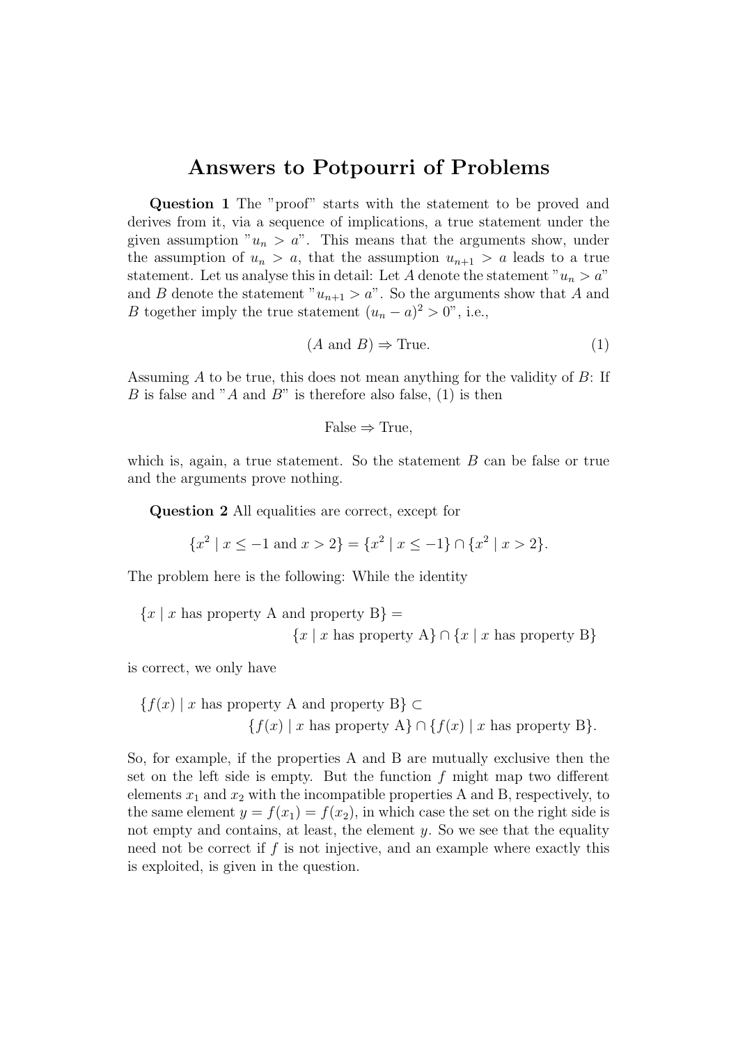# Answers to Potpourri of Problems

**Question 1** The "proof" starts with the statement to be proved and derives from it, via a sequence of implications, a true statement under the given assumption "$u_n > a$". This means that the arguments show, under the assumption of $u_n > a$, that the assumption $u_{n+1} > a$ leads to a true statement. Let us analyse this in detail: Let $A$ denote the statement "$u_n > a$" and $B$ denote the statement "$u_{n+1} > a$". So the arguments show that $A$ and $B$ together imply the true statement $(u_n - a)^2 > 0$", i.e.,

$$(A \text{ and } B) \Rightarrow \text{True}. \tag{1}$$

Assuming $A$ to be true, this does not mean anything for the validity of $B$: If $B$ is false and "$A$ and $B$" is therefore also false, (1) is then

$$\text{False} \Rightarrow \text{True},$$

which is, again, a true statement. So the statement $B$ can be false or true and the arguments prove nothing.

**Question 2** All equalities are correct, except for

$$\{x^2 \mid x \leq -1 \text{ and } x > 2\} = \{x^2 \mid x \leq -1\} \cap \{x^2 \mid x > 2\}.$$

The problem here is the following: While the identity

$$\{x \mid x \text{ has property A and property B}\} = \{x \mid x \text{ has property A}\} \cap \{x \mid x \text{ has property B}\}$$

is correct, we only have

$$\{f(x) \mid x \text{ has property A and property B}\} \subset \{f(x) \mid x \text{ has property A}\} \cap \{f(x) \mid x \text{ has property B}\}.$$

So, for example, if the properties A and B are mutually exclusive then the set on the left side is empty. But the function $f$ might map two different elements $x_1$ and $x_2$ with the incompatible properties A and B, respectively, to the same element $y = f(x_1) = f(x_2)$, in which case the set on the right side is not empty and contains, at least, the element $y$. So we see that the equality need not be correct if $f$ is not injective, and an example where exactly this is exploited, is given in the question.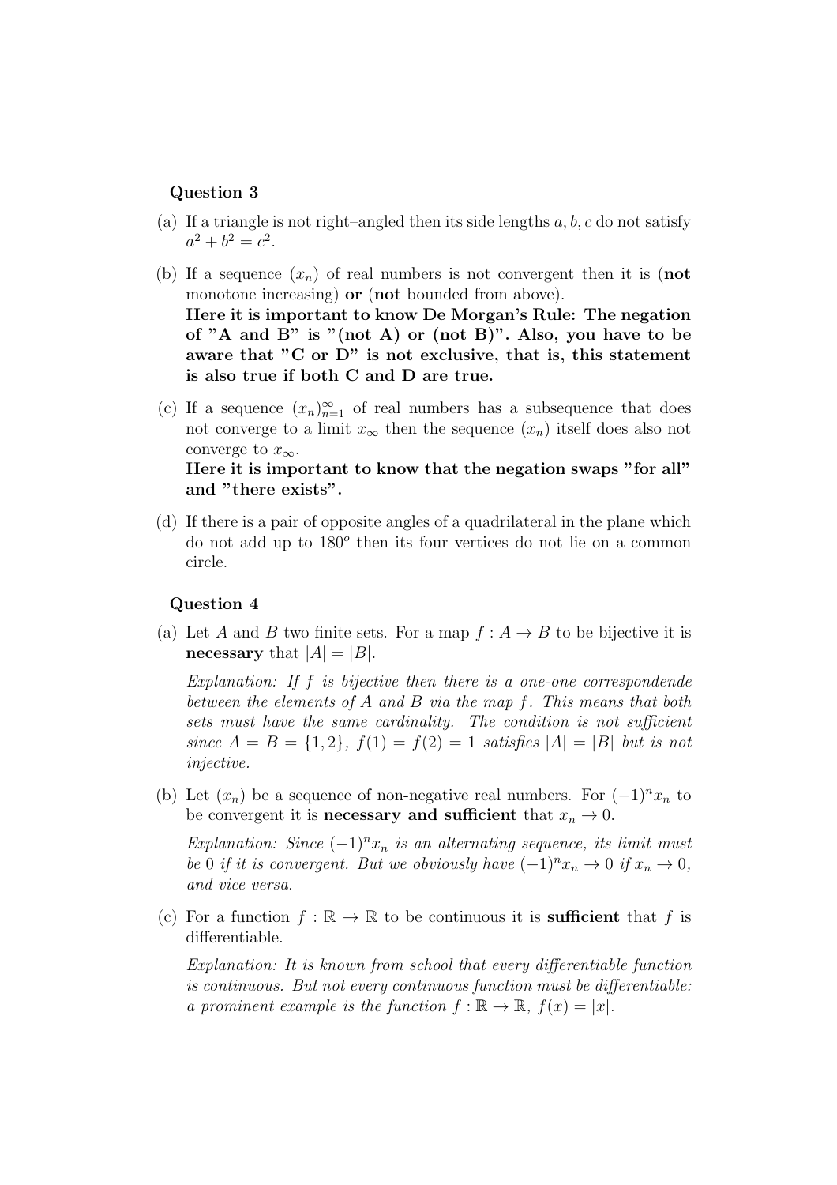**Question 3**

(a) If a triangle is not right–angled then its side lengths $a, b, c$ do not satisfy $a^2 + b^2 = c^2$.

(b) If a sequence $(x_n)$ of real numbers is not convergent then it is (**not** monotone increasing) **or** (**not** bounded from above).
**Here it is important to know De Morgan's Rule: The negation of "A and B" is "(not A) or (not B)". Also, you have to be aware that "C or D" is not exclusive, that is, this statement is also true if both C and D are true.**

(c) If a sequence $(x_n)_{n=1}^{\infty}$ of real numbers has a subsequence that does not converge to a limit $x_\infty$ then the sequence $(x_n)$ itself does also not converge to $x_\infty$.
**Here it is important to know that the negation swaps "for all" and "there exists".**

(d) If there is a pair of opposite angles of a quadrilateral in the plane which do not add up to $180^o$ then its four vertices do not lie on a common circle.

**Question 4**

(a) Let $A$ and $B$ two finite sets. For a map $f : A \to B$ to be bijective it is **necessary** that $|A| = |B|$.

*Explanation: If $f$ is bijective then there is a one-one correspondende between the elements of $A$ and $B$ via the map $f$. This means that both sets must have the same cardinality. The condition is not sufficient since $A = B = \{1, 2\}$, $f(1) = f(2) = 1$ satisfies $|A| = |B|$ but is not injective.*

(b) Let $(x_n)$ be a sequence of non-negative real numbers. For $(-1)^n x_n$ to be convergent it is **necessary and sufficient** that $x_n \to 0$.

*Explanation: Since $(-1)^n x_n$ is an alternating sequence, its limit must be 0 if it is convergent. But we obviously have $(-1)^n x_n \to 0$ if $x_n \to 0$, and vice versa.*

(c) For a function $f : \mathbb{R} \to \mathbb{R}$ to be continuous it is **sufficient** that $f$ is differentiable.

*Explanation: It is known from school that every differentiable function is continuous. But not every continuous function must be differentiable: a prominent example is the function $f : \mathbb{R} \to \mathbb{R}$, $f(x) = |x|$.*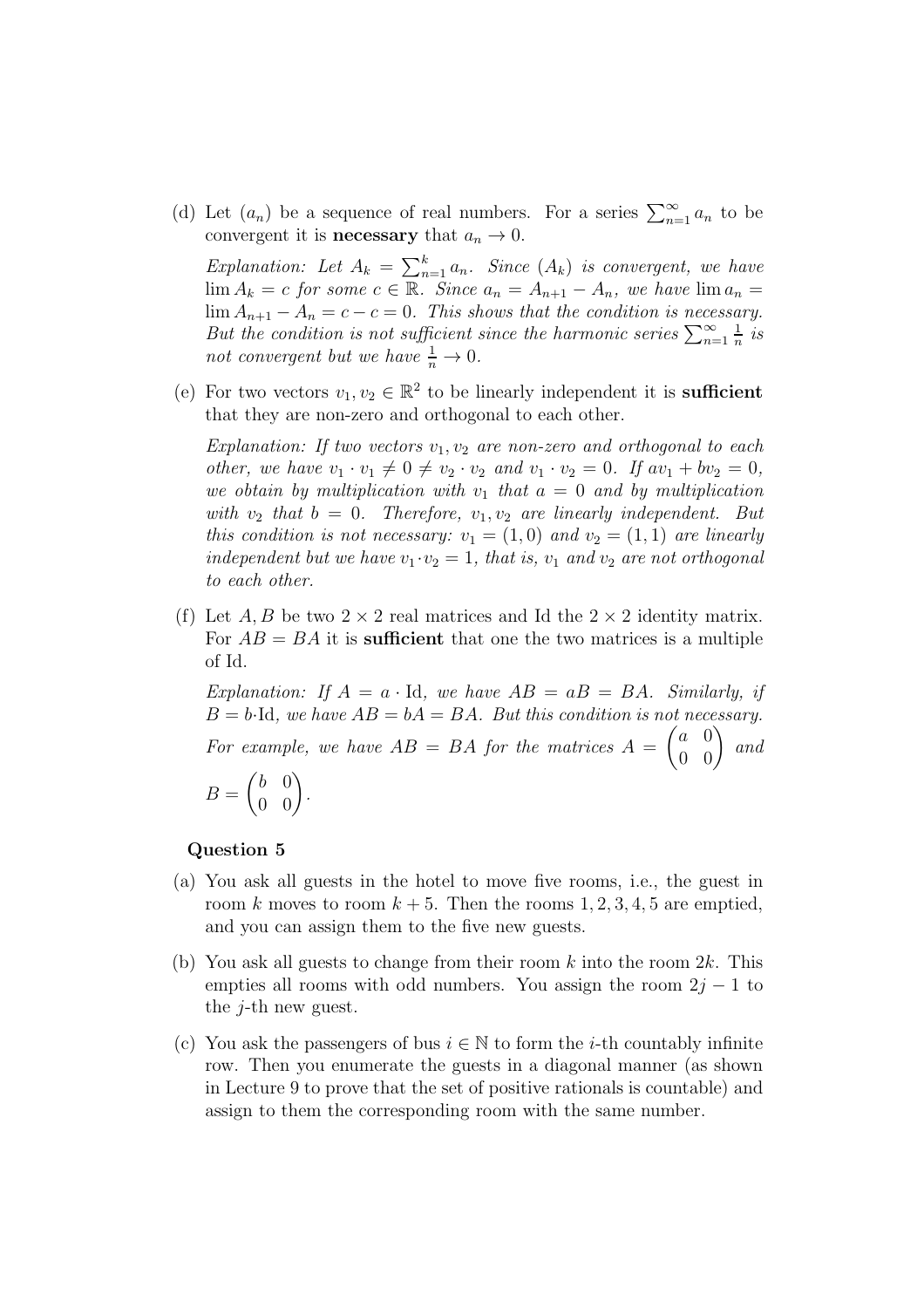(d) Let $(a_n)$ be a sequence of real numbers. For a series $\sum_{n=1}^{\infty} a_n$ to be convergent it is **necessary** that $a_n \to 0$.

*Explanation: Let $A_k = \sum_{n=1}^{k} a_n$. Since $(A_k)$ is convergent, we have $\lim A_k = c$ for some $c \in \mathbb{R}$. Since $a_n = A_{n+1} - A_n$, we have $\lim a_n = \lim A_{n+1} - A_n = c - c = 0$. This shows that the condition is necessary. But the condition is not sufficient since the harmonic series $\sum_{n=1}^{\infty} \frac{1}{n}$ is not convergent but we have $\frac{1}{n} \to 0$.*

(e) For two vectors $v_1, v_2 \in \mathbb{R}^2$ to be linearly independent it is **sufficient** that they are non-zero and orthogonal to each other.

*Explanation: If two vectors $v_1, v_2$ are non-zero and orthogonal to each other, we have $v_1 \cdot v_1 \neq 0 \neq v_2 \cdot v_2$ and $v_1 \cdot v_2 = 0$. If $av_1 + bv_2 = 0$, we obtain by multiplication with $v_1$ that $a = 0$ and by multiplication with $v_2$ that $b = 0$. Therefore, $v_1, v_2$ are linearly independent. But this condition is not necessary: $v_1 = (1,0)$ and $v_2 = (1,1)$ are linearly independent but we have $v_1 \cdot v_2 = 1$, that is, $v_1$ and $v_2$ are not orthogonal to each other.*

(f) Let $A, B$ be two $2 \times 2$ real matrices and Id the $2 \times 2$ identity matrix. For $AB = BA$ it is **sufficient** that one the two matrices is a multiple of Id.

*Explanation: If $A = a \cdot \mathrm{Id}$, we have $AB = aB = BA$. Similarly, if $B = b \cdot \mathrm{Id}$, we have $AB = bA = BA$. But this condition is not necessary. For example, we have $AB = BA$ for the matrices $A = \begin{pmatrix} a & 0 \\ 0 & 0 \end{pmatrix}$ and $B = \begin{pmatrix} b & 0 \\ 0 & 0 \end{pmatrix}$.*

### Question 5

(a) You ask all guests in the hotel to move five rooms, i.e., the guest in room $k$ moves to room $k+5$. Then the rooms $1, 2, 3, 4, 5$ are emptied, and you can assign them to the five new guests.

(b) You ask all guests to change from their room $k$ into the room $2k$. This empties all rooms with odd numbers. You assign the room $2j - 1$ to the $j$-th new guest.

(c) You ask the passengers of bus $i \in \mathbb{N}$ to form the $i$-th countably infinite row. Then you enumerate the guests in a diagonal manner (as shown in Lecture 9 to prove that the set of positive rationals is countable) and assign to them the corresponding room with the same number.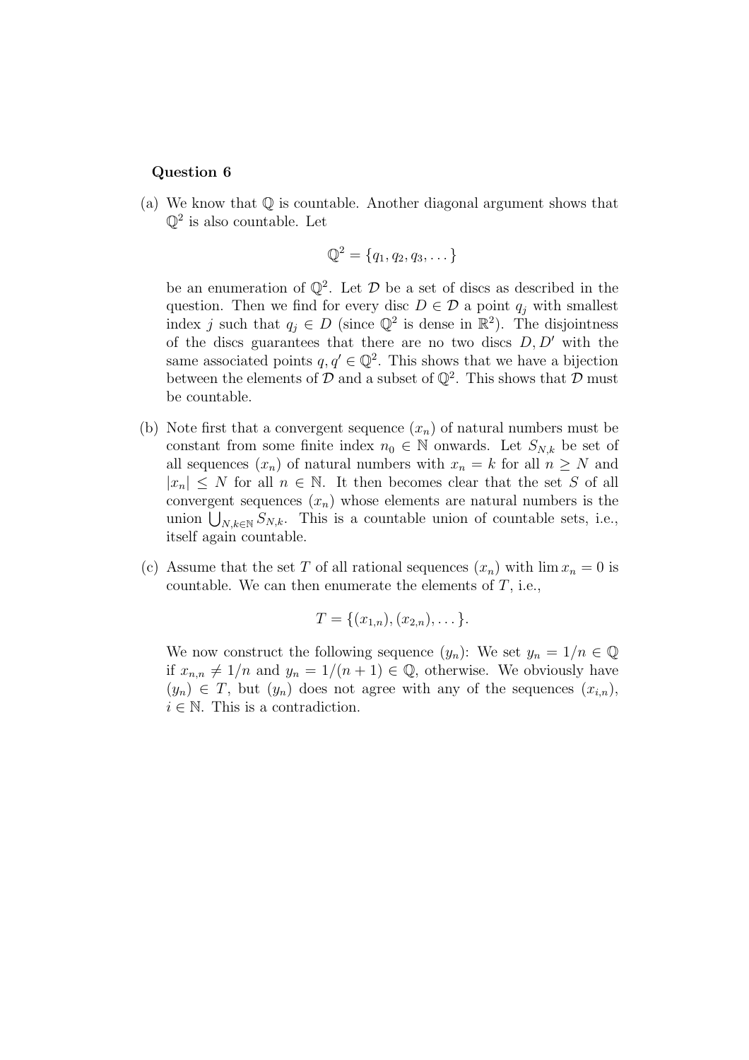**Question 6**

(a) We know that $\mathbb{Q}$ is countable. Another diagonal argument shows that $\mathbb{Q}^2$ is also countable. Let

$$\mathbb{Q}^2 = \{q_1, q_2, q_3, \dots\}$$

be an enumeration of $\mathbb{Q}^2$. Let $\mathcal{D}$ be a set of discs as described in the question. Then we find for every disc $D \in \mathcal{D}$ a point $q_j$ with smallest index $j$ such that $q_j \in D$ (since $\mathbb{Q}^2$ is dense in $\mathbb{R}^2$). The disjointness of the discs guarantees that there are no two discs $D, D'$ with the same associated points $q, q' \in \mathbb{Q}^2$. This shows that we have a bijection between the elements of $\mathcal{D}$ and a subset of $\mathbb{Q}^2$. This shows that $\mathcal{D}$ must be countable.

(b) Note first that a convergent sequence $(x_n)$ of natural numbers must be constant from some finite index $n_0 \in \mathbb{N}$ onwards. Let $S_{N,k}$ be set of all sequences $(x_n)$ of natural numbers with $x_n = k$ for all $n \geq N$ and $|x_n| \leq N$ for all $n \in \mathbb{N}$. It then becomes clear that the set $S$ of all convergent sequences $(x_n)$ whose elements are natural numbers is the union $\bigcup_{N,k \in \mathbb{N}} S_{N,k}$. This is a countable union of countable sets, i.e., itself again countable.

(c) Assume that the set $T$ of all rational sequences $(x_n)$ with $\lim x_n = 0$ is countable. We can then enumerate the elements of $T$, i.e.,

$$T = \{(x_{1,n}), (x_{2,n}), \dots\}.$$

We now construct the following sequence $(y_n)$: We set $y_n = 1/n \in \mathbb{Q}$ if $x_{n,n} \neq 1/n$ and $y_n = 1/(n+1) \in \mathbb{Q}$, otherwise. We obviously have $(y_n) \in T$, but $(y_n)$ does not agree with any of the sequences $(x_{i,n})$, $i \in \mathbb{N}$. This is a contradiction.